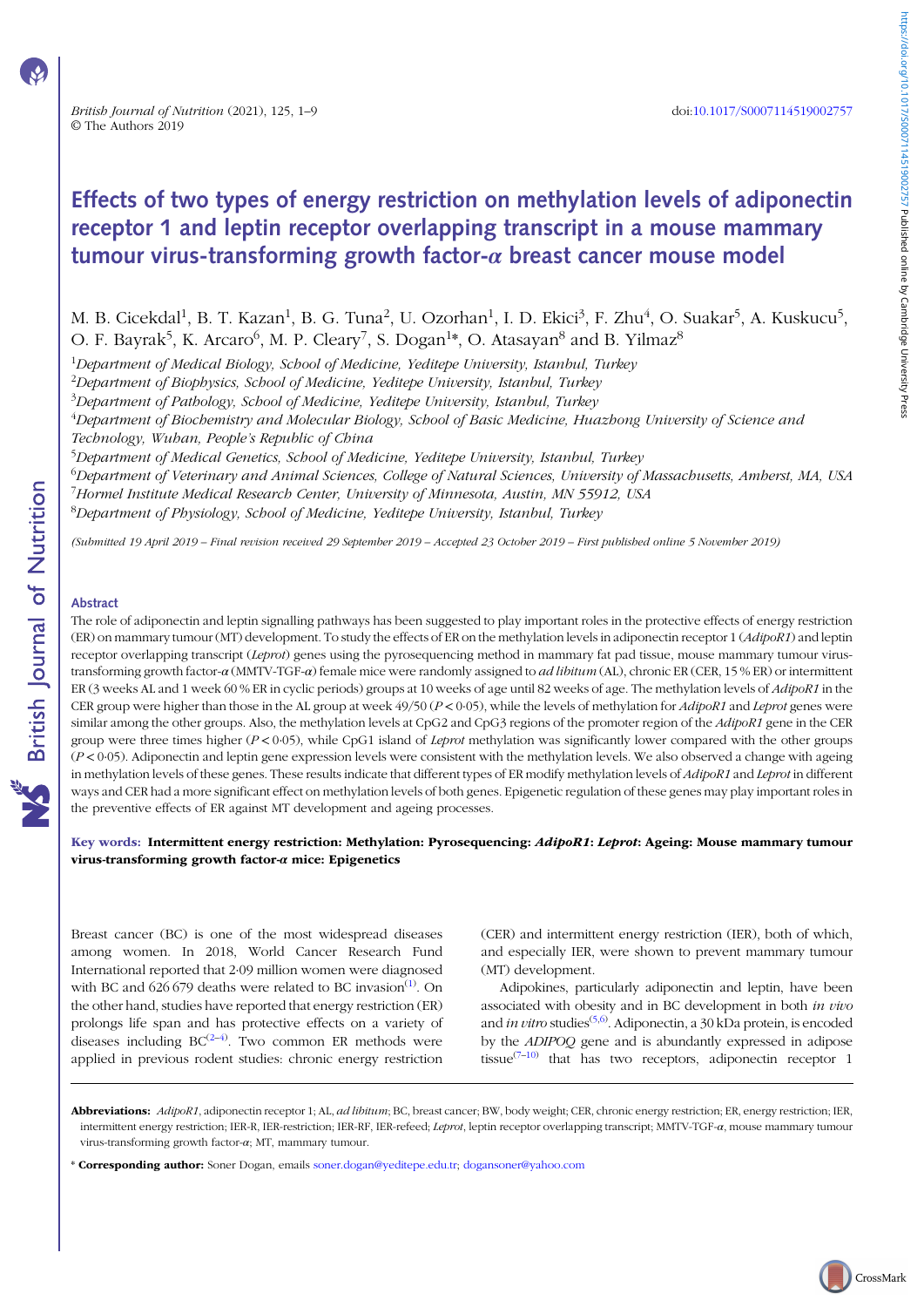# Effects of two types of energy restriction on methylation levels of adiponectin receptor 1 and leptin receptor overlapping transcript in a mouse mammary tumour virus-transforming growth factor-$\alpha$ breast cancer mouse model

M. B. Cicekdal[1], B. T. Kazan[1], B. G. Tuna[2], U. Ozorhan[1], I. D. Ekici[3], F. Zhu[4], O. Suakar[5], A. Kuskucu[5], O. F. Bayrak[5], K. Arcaro[6], M. P. Cleary[7], S. Dogan[1]*, O. Atasayan[8] and B. Yilmaz[8]

[1]*Department of Medical Biology, School of Medicine, Yeditepe University, Istanbul, Turkey*
[2]*Department of Biophysics, School of Medicine, Yeditepe University, Istanbul, Turkey*
[3]*Department of Pathology, School of Medicine, Yeditepe University, Istanbul, Turkey*
[4]*Department of Biochemistry and Molecular Biology, School of Basic Medicine, Huazhong University of Science and Technology, Wuhan, People's Republic of China*
[5]*Department of Medical Genetics, School of Medicine, Yeditepe University, Istanbul, Turkey*
[6]*Department of Veterinary and Animal Sciences, College of Natural Sciences, University of Massachusetts, Amherst, MA, USA*
[7]*Hormel Institute Medical Research Center, University of Minnesota, Austin, MN 55912, USA*
[8]*Department of Physiology, School of Medicine, Yeditepe University, Istanbul, Turkey*

*(Submitted 19 April 2019 – Final revision received 29 September 2019 – Accepted 23 October 2019 – First published online 5 November 2019)*

## Abstract

The role of adiponectin and leptin signalling pathways has been suggested to play important roles in the protective effects of energy restriction (ER) on mammary tumour (MT) development. To study the effects of ER on the methylation levels in adiponectin receptor 1 (*AdipoR1*) and leptin receptor overlapping transcript (*Leprot*) genes using the pyrosequencing method in mammary fat pad tissue, mouse mammary tumour virus-transforming growth factor-$\alpha$ (MMTV-TGF-$\alpha$) female mice were randomly assigned to *ad libitum* (AL), chronic ER (CER, 15 % ER) or intermittent ER (3 weeks AL and 1 week 60 % ER in cyclic periods) groups at 10 weeks of age until 82 weeks of age. The methylation levels of *AdipoR1* in the CER group were higher than those in the AL group at week 49/50 ($P < 0{\cdot}05$), while the levels of methylation for *AdipoR1* and *Leprot* genes were similar among the other groups. Also, the methylation levels at CpG2 and CpG3 regions of the promoter region of the *AdipoR1* gene in the CER group were three times higher ($P < 0{\cdot}05$), while CpG1 island of *Leprot* methylation was significantly lower compared with the other groups ($P < 0{\cdot}05$). Adiponectin and leptin gene expression levels were consistent with the methylation levels. We also observed a change with ageing in methylation levels of these genes. These results indicate that different types of ER modify methylation levels of *AdipoR1* and *Leprot* in different ways and CER had a more significant effect on methylation levels of both genes. Epigenetic regulation of these genes may play important roles in the preventive effects of ER against MT development and ageing processes.

**Key words: Intermittent energy restriction: Methylation: Pyrosequencing: *AdipoR1*: *Leprot*: Ageing: Mouse mammary tumour virus-transforming growth factor-$\alpha$ mice: Epigenetics**

Breast cancer (BC) is one of the most widespread diseases among women. In 2018, World Cancer Research Fund International reported that 2·09 million women were diagnosed with BC and 626 679 deaths were related to BC invasion[1]. On the other hand, studies have reported that energy restriction (ER) prolongs life span and has protective effects on a variety of diseases including BC[2–4]. Two common ER methods were applied in previous rodent studies: chronic energy restriction (CER) and intermittent energy restriction (IER), both of which, and especially IER, were shown to prevent mammary tumour (MT) development.

Adipokines, particularly adiponectin and leptin, have been associated with obesity and in BC development in both *in vivo* and *in vitro* studies[5,6]. Adiponectin, a 30 kDa protein, is encoded by the *ADIPOQ* gene and is abundantly expressed in adipose tissue[7–10] that has two receptors, adiponectin receptor 1

---

**Abbreviations:** *AdipoR1*, adiponectin receptor 1; AL, *ad libitum*; BC, breast cancer; BW, body weight; CER, chronic energy restriction; ER, energy restriction; IER, intermittent energy restriction; IER-R, IER-restriction; IER-RF, IER-refeed; *Leprot*, leptin receptor overlapping transcript; MMTV-TGF-$\alpha$, mouse mammary tumour virus-transforming growth factor-$\alpha$; MT, mammary tumour.

\* **Corresponding author:** Soner Dogan, emails soner.dogan@yeditepe.edu.tr; dogansoner@yahoo.com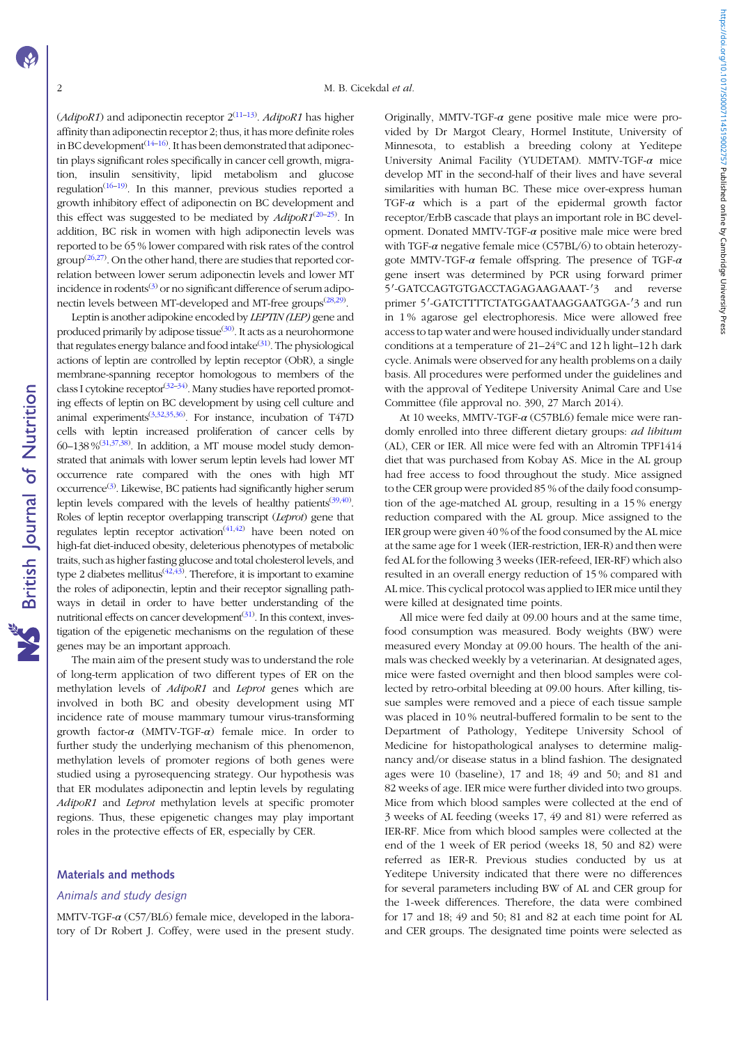(*AdipoR1*) and adiponectin receptor 2[11–13]. *AdipoR1* has higher affinity than adiponectin receptor 2; thus, it has more definite roles in BC development[14–16]. It has been demonstrated that adiponectin plays significant roles specifically in cancer cell growth, migration, insulin sensitivity, lipid metabolism and glucose regulation[16–19]. In this manner, previous studies reported a growth inhibitory effect of adiponectin on BC development and this effect was suggested to be mediated by *AdipoR1*[20–25]. In addition, BC risk in women with high adiponectin levels was reported to be 65 % lower compared with risk rates of the control group[26,27]. On the other hand, there are studies that reported correlation between lower serum adiponectin levels and lower MT incidence in rodents[3] or no significant difference of serum adiponectin levels between MT-developed and MT-free groups[28,29].

Leptin is another adipokine encoded by *LEPTIN (LEP)* gene and produced primarily by adipose tissue[30]. It acts as a neurohormone that regulates energy balance and food intake[31]. The physiological actions of leptin are controlled by leptin receptor (ObR), a single membrane-spanning receptor homologous to members of the class I cytokine receptor[32–34]. Many studies have reported promoting effects of leptin on BC development by using cell culture and animal experiments[3,32,35,36]. For instance, incubation of T47D cells with leptin increased proliferation of cancer cells by 60–138 %[31,37,38]. In addition, a MT mouse model study demonstrated that animals with lower serum leptin levels had lower MT occurrence rate compared with the ones with high MT occurrence[3]. Likewise, BC patients had significantly higher serum leptin levels compared with the levels of healthy patients[39,40]. Roles of leptin receptor overlapping transcript (*Leprot*) gene that regulates leptin receptor activation[41,42] have been noted on high-fat diet-induced obesity, deleterious phenotypes of metabolic traits, such as higher fasting glucose and total cholesterol levels, and type 2 diabetes mellitus[42,43]. Therefore, it is important to examine the roles of adiponectin, leptin and their receptor signalling pathways in detail in order to have better understanding of the nutritional effects on cancer development[31]. In this context, investigation of the epigenetic mechanisms on the regulation of these genes may be an important approach.

The main aim of the present study was to understand the role of long-term application of two different types of ER on the methylation levels of *AdipoR1* and *Leprot* genes which are involved in both BC and obesity development using MT incidence rate of mouse mammary tumour virus-transforming growth factor-$\alpha$ (MMTV-TGF-$\alpha$) female mice. In order to further study the underlying mechanism of this phenomenon, methylation levels of promoter regions of both genes were studied using a pyrosequencing strategy. Our hypothesis was that ER modulates adiponectin and leptin levels by regulating *AdipoR1* and *Leprot* methylation levels at specific promoter regions. Thus, these epigenetic changes may play important roles in the protective effects of ER, especially by CER.

## Materials and methods

### Animals and study design

MMTV-TGF-$\alpha$ (C57/BL6) female mice, developed in the laboratory of Dr Robert J. Coffey, were used in the present study. Originally, MMTV-TGF-$\alpha$ gene positive male mice were provided by Dr Margot Cleary, Hormel Institute, University of Minnesota, to establish a breeding colony at Yeditepe University Animal Facility (YUDETAM). MMTV-TGF-$\alpha$ mice develop MT in the second-half of their lives and have several similarities with human BC. These mice over-express human TGF-$\alpha$ which is a part of the epidermal growth factor receptor/ErbB cascade that plays an important role in BC development. Donated MMTV-TGF-$\alpha$ positive male mice were bred with TGF-$\alpha$ negative female mice (C57BL/6) to obtain heterozygote MMTV-TGF-$\alpha$ female offspring. The presence of TGF-$\alpha$ gene insert was determined by PCR using forward primer 5′-GATCCAGTGTGACCTAGAGAAGAAAT-′3 and reverse primer 5′-GATCTTTTCTATGGAATAAGGAATGGA-′3 and run in 1 % agarose gel electrophoresis. Mice were allowed free access to tap water and were housed individually under standard conditions at a temperature of 21–24°C and 12 h light–12 h dark cycle. Animals were observed for any health problems on a daily basis. All procedures were performed under the guidelines and with the approval of Yeditepe University Animal Care and Use Committee (file approval no. 390, 27 March 2014).

At 10 weeks, MMTV-TGF-$\alpha$ (C57BL6) female mice were randomly enrolled into three different dietary groups: *ad libitum* (AL), CER or IER. All mice were fed with an Altromin TPF1414 diet that was purchased from Kobay AS. Mice in the AL group had free access to food throughout the study. Mice assigned to the CER group were provided 85 % of the daily food consumption of the age-matched AL group, resulting in a 15 % energy reduction compared with the AL group. Mice assigned to the IER group were given 40 % of the food consumed by the AL mice at the same age for 1 week (IER-restriction, IER-R) and then were fed AL for the following 3 weeks (IER-refeed, IER-RF) which also resulted in an overall energy reduction of 15 % compared with AL mice. This cyclical protocol was applied to IER mice until they were killed at designated time points.

All mice were fed daily at 09.00 hours and at the same time, food consumption was measured. Body weights (BW) were measured every Monday at 09.00 hours. The health of the animals was checked weekly by a veterinarian. At designated ages, mice were fasted overnight and then blood samples were collected by retro-orbital bleeding at 09.00 hours. After killing, tissue samples were removed and a piece of each tissue sample was placed in 10 % neutral-buffered formalin to be sent to the Department of Pathology, Yeditepe University School of Medicine for histopathological analyses to determine malignancy and/or disease status in a blind fashion. The designated ages were 10 (baseline), 17 and 18; 49 and 50; and 81 and 82 weeks of age. IER mice were further divided into two groups. Mice from which blood samples were collected at the end of 3 weeks of AL feeding (weeks 17, 49 and 81) were referred as IER-RF. Mice from which blood samples were collected at the end of 1 week of ER period (weeks 18, 50 and 82) were referred as IER-R. Previous studies conducted by us at Yeditepe University indicated that there were no differences for several parameters including BW of AL and CER group for the 1-week differences. Therefore, the data were combined for 17 and 18; 49 and 50; 81 and 82 at each time point for AL and CER groups. The designated time points were selected as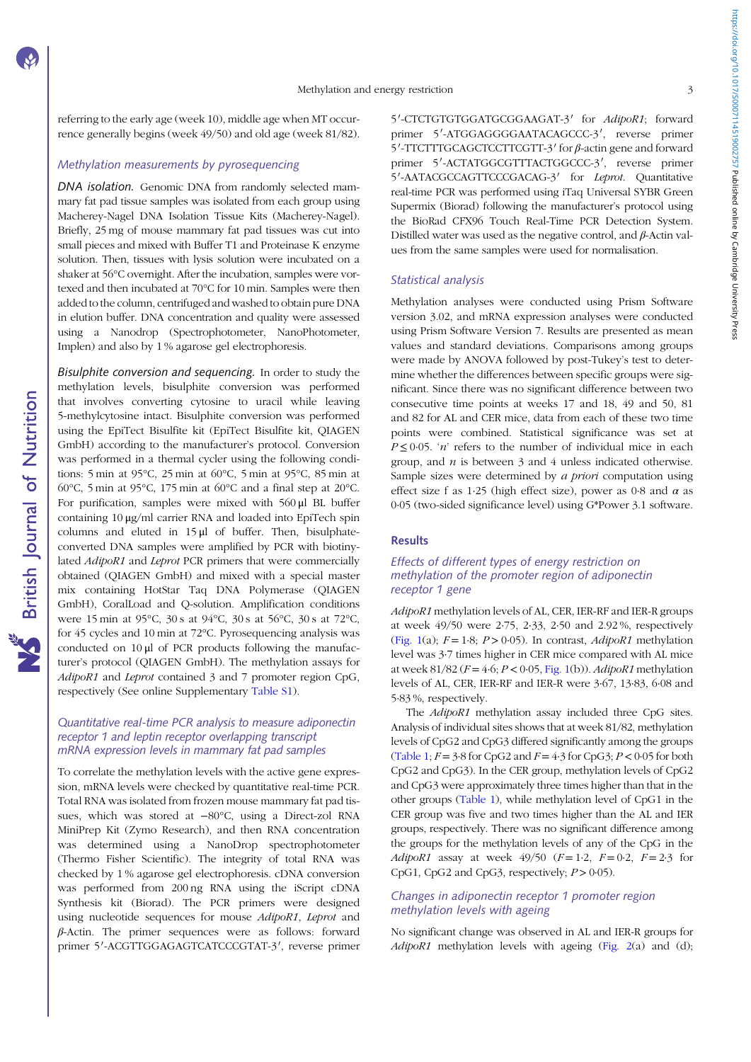referring to the early age (week 10), middle age when MT occurrence generally begins (week 49/50) and old age (week 81/82).

### Methylation measurements by pyrosequencing

*DNA isolation.* Genomic DNA from randomly selected mammary fat pad tissue samples was isolated from each group using Macherey-Nagel DNA Isolation Tissue Kits (Macherey-Nagel). Briefly, 25 mg of mouse mammary fat pad tissues was cut into small pieces and mixed with Buffer T1 and Proteinase K enzyme solution. Then, tissues with lysis solution were incubated on a shaker at 56°C overnight. After the incubation, samples were vortexed and then incubated at 70°C for 10 min. Samples were then added to the column, centrifuged and washed to obtain pure DNA in elution buffer. DNA concentration and quality were assessed using a Nanodrop (Spectrophotometer, NanoPhotometer, Implen) and also by 1 % agarose gel electrophoresis.

*Bisulphite conversion and sequencing.* In order to study the methylation levels, bisulphite conversion was performed that involves converting cytosine to uracil while leaving 5-methylcytosine intact. Bisulphite conversion was performed using the EpiTect Bisulfite kit (EpiTect Bisulfite kit, QIAGEN GmbH) according to the manufacturer's protocol. Conversion was performed in a thermal cycler using the following conditions: 5 min at 95°C, 25 min at 60°C, 5 min at 95°C, 85 min at 60°C, 5 min at 95°C, 175 min at 60°C and a final step at 20°C. For purification, samples were mixed with 560 µl BL buffer containing 10 µg/ml carrier RNA and loaded into EpiTech spin columns and eluted in 15 µl of buffer. Then, bisulphate-converted DNA samples were amplified by PCR with biotinylated *AdipoR1* and *Leprot* PCR primers that were commercially obtained (QIAGEN GmbH) and mixed with a special master mix containing HotStar Taq DNA Polymerase (QIAGEN GmbH), CoralLoad and Q-solution. Amplification conditions were 15 min at 95°C, 30 s at 94°C, 30 s at 56°C, 30 s at 72°C, for 45 cycles and 10 min at 72°C. Pyrosequencing analysis was conducted on 10 µl of PCR products following the manufacturer's protocol (QIAGEN GmbH). The methylation assays for *AdipoR1* and *Leprot* contained 3 and 7 promoter region CpG, respectively (See online Supplementary Table S1).

### Quantitative real-time PCR analysis to measure adiponectin receptor 1 and leptin receptor overlapping transcript mRNA expression levels in mammary fat pad samples

To correlate the methylation levels with the active gene expression, mRNA levels were checked by quantitative real-time PCR. Total RNA was isolated from frozen mouse mammary fat pad tissues, which was stored at −80°C, using a Direct-zol RNA MiniPrep Kit (Zymo Research), and then RNA concentration was determined using a NanoDrop spectrophotometer (Thermo Fisher Scientific). The integrity of total RNA was checked by 1 % agarose gel electrophoresis. cDNA conversion was performed from 200 ng RNA using the iScript cDNA Synthesis kit (Biorad). The PCR primers were designed using nucleotide sequences for mouse *AdipoR1*, *Leprot* and *β*-Actin. The primer sequences were as follows: forward primer 5′-ACGTTGGAGAGTCATCCCGTAT-3′, reverse primer 5′-CTCTGTGTGGATGCGGAAGAT-3′ for *AdipoR1*; forward primer 5′-ATGGAGGGGAATACAGCCC-3′, reverse primer 5′-TTCTTTGCAGCTCCTTCGTT-3′ for *β*-actin gene and forward primer 5′-ACTATGGCGTTTACTGGCCC-3′, reverse primer 5′-AATACGCCAGTTCCCGACAG-3′ for *Leprot*. Quantitative real-time PCR was performed using iTaq Universal SYBR Green Supermix (Biorad) following the manufacturer's protocol using the BioRad CFX96 Touch Real-Time PCR Detection System. Distilled water was used as the negative control, and *β*-Actin values from the same samples were used for normalisation.

### Statistical analysis

Methylation analyses were conducted using Prism Software version 3.02, and mRNA expression analyses were conducted using Prism Software Version 7. Results are presented as mean values and standard deviations. Comparisons among groups were made by ANOVA followed by post-Tukey's test to determine whether the differences between specific groups were significant. Since there was no significant difference between two consecutive time points at weeks 17 and 18, 49 and 50, 81 and 82 for AL and CER mice, data from each of these two time points were combined. Statistical significance was set at $P \leq 0.05$. '$n$' refers to the number of individual mice in each group, and $n$ is between 3 and 4 unless indicated otherwise. Sample sizes were determined by *a priori* computation using effect size f as 1·25 (high effect size), power as 0·8 and $\alpha$ as 0·05 (two-sided significance level) using G*Power 3.1 software.

## Results

### Effects of different types of energy restriction on methylation of the promoter region of adiponectin receptor 1 gene

*AdipoR1* methylation levels of AL, CER, IER-RF and IER-R groups at week 49/50 were 2·75, 2·33, 2·50 and 2·92 %, respectively (Fig. 1(a); $F = 1.8$; $P > 0.05$). In contrast, *AdipoR1* methylation level was 3·7 times higher in CER mice compared with AL mice at week 81/82 ($F = 4.6$; $P < 0.05$, Fig. 1(b)). *AdipoR1* methylation levels of AL, CER, IER-RF and IER-R were 3·67, 13·83, 6·08 and 5·83 %, respectively.

The *AdipoR1* methylation assay included three CpG sites. Analysis of individual sites shows that at week 81/82, methylation levels of CpG2 and CpG3 differed significantly among the groups (Table 1; $F = 3.8$ for CpG2 and $F = 4.3$ for CpG3; $P < 0.05$ for both CpG2 and CpG3). In the CER group, methylation levels of CpG2 and CpG3 were approximately three times higher than that in the other groups (Table 1), while methylation level of CpG1 in the CER group was five and two times higher than the AL and IER groups, respectively. There was no significant difference among the groups for the methylation levels of any of the CpG in the *AdipoR1* assay at week 49/50 ($F = 1.2$, $F = 0.2$, $F = 2.3$ for CpG1, CpG2 and CpG3, respectively; $P > 0.05$).

### Changes in adiponectin receptor 1 promoter region methylation levels with ageing

No significant change was observed in AL and IER-R groups for *AdipoR1* methylation levels with ageing (Fig. 2(a) and (d);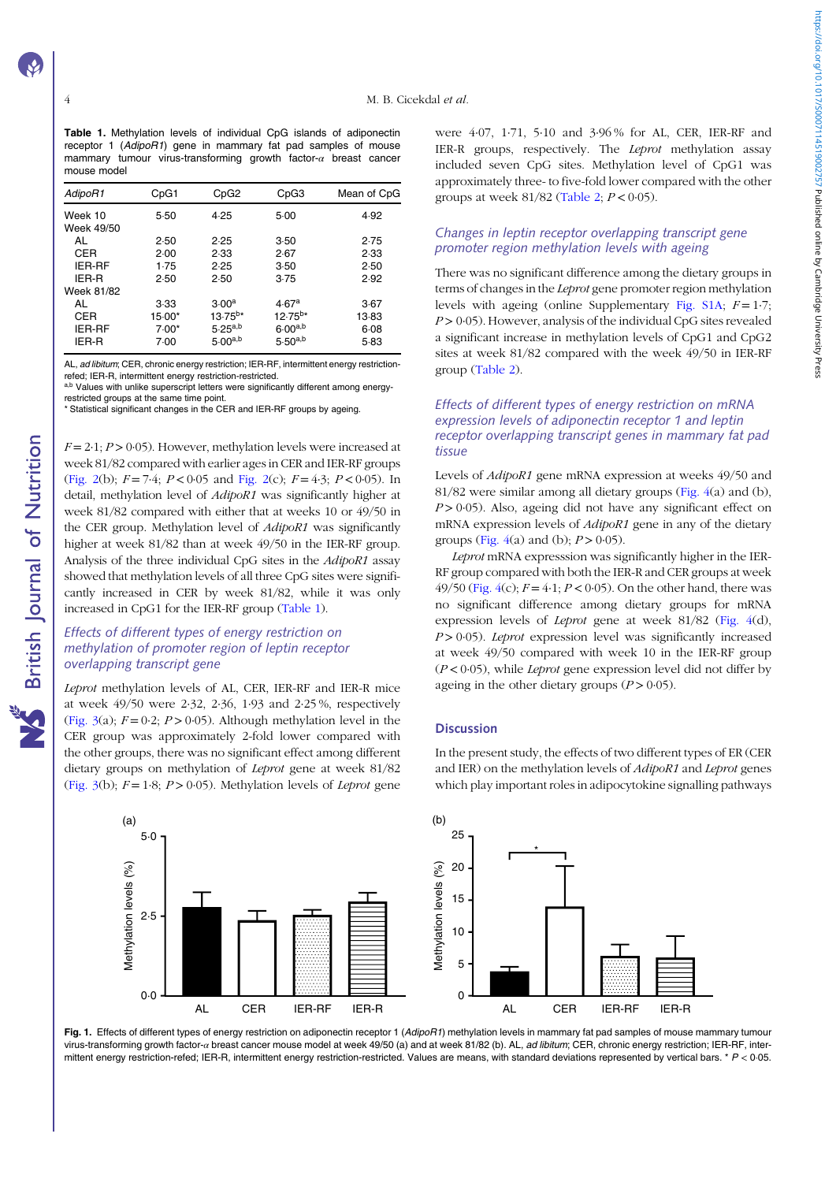**Table 1.** Methylation levels of individual CpG islands of adiponectin receptor 1 (*AdipoR1*) gene in mammary fat pad samples of mouse mammary tumour virus-transforming growth factor-α breast cancer mouse model

| *AdipoR1* | CpG1 | CpG2 | CpG3 | Mean of CpG |
|---|---|---|---|---|
| Week 10 | 5·50 | 4·25 | 5·00 | 4·92 |
| Week 49/50 | | | | |
| AL | 2·50 | 2·25 | 3·50 | 2·75 |
| CER | 2·00 | 2·33 | 2·67 | 2·33 |
| IER-RF | 1·75 | 2·25 | 3·50 | 2·50 |
| IER-R | 2·50 | 2·50 | 3·75 | 2·92 |
| Week 81/82 | | | | |
| AL | 3·33 | 3·00[a] | 4·67[a] | 3·67 |
| CER | 15·00* | 13·75[b]* | 12·75[b]* | 13·83 |
| IER-RF | 7·00* | 5·25[a,b] | 6·00[a,b] | 6·08 |
| IER-R | 7·00 | 5·00[a,b] | 5·50[a,b] | 5·83 |

AL, *ad libitum*; CER, chronic energy restriction; IER-RF, intermittent energy restriction-refed; IER-R, intermittent energy restriction-restricted.
[a,b] Values with unlike superscript letters were significantly different among energy-restricted groups at the same time point.
* Statistical significant changes in the CER and IER-RF groups by ageing.

$F = 2·1$; $P > 0·05$). However, methylation levels were increased at week 81/82 compared with earlier ages in CER and IER-RF groups (Fig. 2(b); $F = 7·4$; $P < 0·05$ and Fig. 2(c); $F = 4·3$; $P < 0·05$). In detail, methylation level of *AdipoR1* was significantly higher at week 81/82 compared with either that at weeks 10 or 49/50 in the CER group. Methylation level of *AdipoR1* was significantly higher at week 81/82 than at week 49/50 in the IER-RF group. Analysis of the three individual CpG sites in the *AdipoR1* assay showed that methylation levels of all three CpG sites were significantly increased in CER by week 81/82, while it was only increased in CpG1 for the IER-RF group (Table 1).

### *Effects of different types of energy restriction on methylation of promoter region of leptin receptor overlapping transcript gene*

*Leprot* methylation levels of AL, CER, IER-RF and IER-R mice at week 49/50 were 2·32, 2·36, 1·93 and 2·25 %, respectively (Fig. 3(a); $F = 0·2$; $P > 0·05$). Although methylation level in the CER group was approximately 2-fold lower compared with the other groups, there was no significant effect among different dietary groups on methylation of *Leprot* gene at week 81/82 (Fig. 3(b); $F = 1·8$; $P > 0·05$). Methylation levels of *Leprot* gene were 4·07, 1·71, 5·10 and 3·96 % for AL, CER, IER-RF and IER-R groups, respectively. The *Leprot* methylation assay included seven CpG sites. Methylation level of CpG1 was approximately three- to five-fold lower compared with the other groups at week 81/82 (Table 2; $P < 0·05$).

### *Changes in leptin receptor overlapping transcript gene promoter region methylation levels with ageing*

There was no significant difference among the dietary groups in terms of changes in the *Leprot* gene promoter region methylation levels with ageing (online Supplementary Fig. S1A; $F = 1·7$; $P > 0·05$). However, analysis of the individual CpG sites revealed a significant increase in methylation levels of CpG1 and CpG2 sites at week 81/82 compared with the week 49/50 in IER-RF group (Table 2).

### *Effects of different types of energy restriction on mRNA expression levels of adiponectin receptor 1 and leptin receptor overlapping transcript genes in mammary fat pad tissue*

Levels of *AdipoR1* gene mRNA expression at weeks 49/50 and 81/82 were similar among all dietary groups (Fig. 4(a) and (b), $P > 0·05$). Also, ageing did not have any significant effect on mRNA expression levels of *AdipoR1* gene in any of the dietary groups (Fig. 4(a) and (b); $P > 0·05$).

*Leprot* mRNA expresssion was significantly higher in the IER-RF group compared with both the IER-R and CER groups at week 49/50 (Fig. 4(c); $F = 4·1$; $P < 0·05$). On the other hand, there was no significant difference among dietary groups for mRNA expression levels of *Leprot* gene at week 81/82 (Fig. 4(d), $P > 0·05$). *Leprot* expression level was significantly increased at week 49/50 compared with week 10 in the IER-RF group ($P < 0·05$), while *Leprot* gene expression level did not differ by ageing in the other dietary groups ($P > 0·05$).

## Discussion

In the present study, the effects of two different types of ER (CER and IER) on the methylation levels of *AdipoR1* and *Leprot* genes which play important roles in adipocytokine signalling pathways

**Fig. 1.** Effects of different types of energy restriction on adiponectin receptor 1 (*AdipoR1*) methylation levels in mammary fat pad samples of mouse mammary tumour virus-transforming growth factor-α breast cancer mouse model at week 49/50 (a) and at week 81/82 (b). AL, *ad libitum*; CER, chronic energy restriction; IER-RF, intermittent energy restriction-refed; IER-R, intermittent energy restriction-restricted. Values are means, with standard deviations represented by vertical bars. * $P < 0·05$.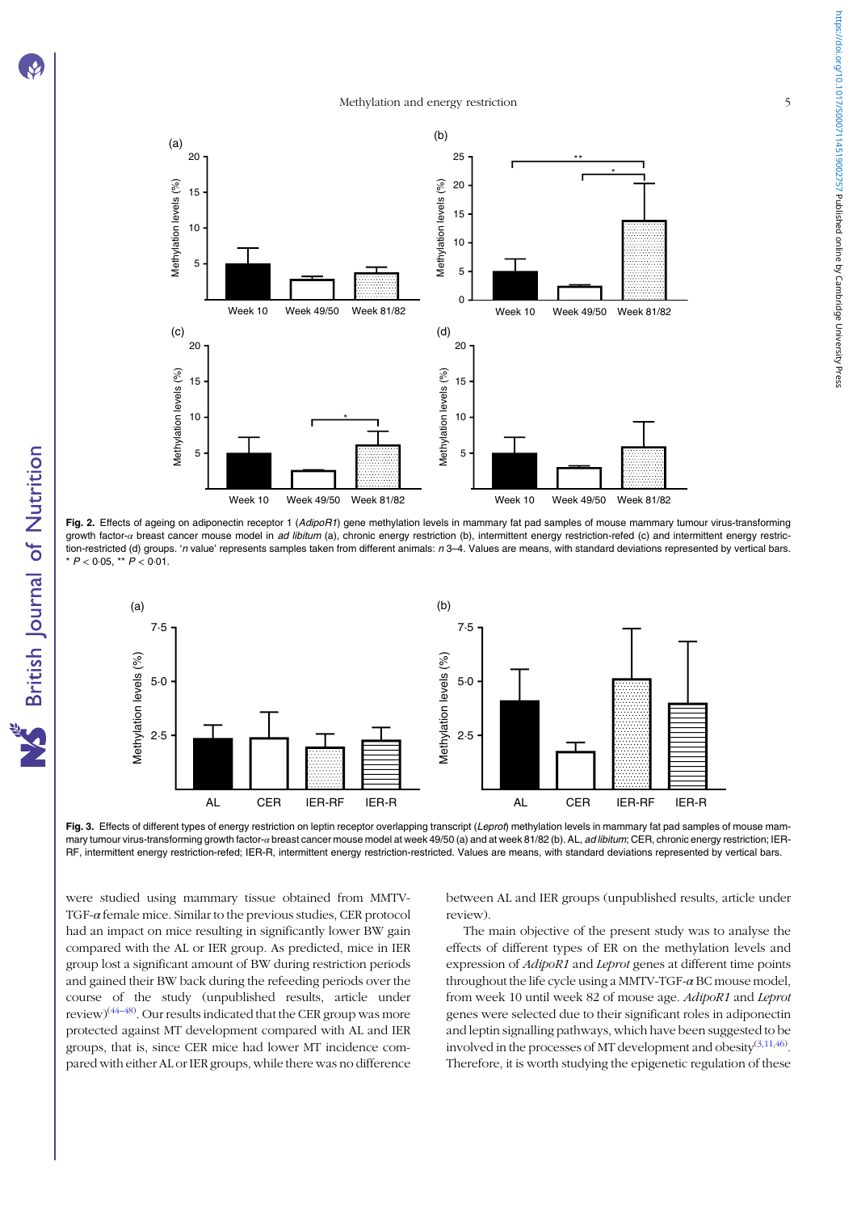Fig. 2. Effects of ageing on adiponectin receptor 1 (*AdipoR1*) gene methylation levels in mammary fat pad samples of mouse mammary tumour virus-transforming growth factor-$\alpha$ breast cancer mouse model in *ad libitum* (a), chronic energy restriction (b), intermittent energy restriction-refed (c) and intermittent energy restriction-restricted (d) groups. '*n* value' represents samples taken from different animals: *n* 3–4. Values are means, with standard deviations represented by vertical bars. * $P < 0.05$, ** $P < 0.01$.

Fig. 3. Effects of different types of energy restriction on leptin receptor overlapping transcript (*Leprot*) methylation levels in mammary fat pad samples of mouse mammary tumour virus-transforming growth factor-$\alpha$ breast cancer mouse model at week 49/50 (a) and at week 81/82 (b). AL, *ad libitum*; CER, chronic energy restriction; IER-RF, intermittent energy restriction-refed; IER-R, intermittent energy restriction-restricted. Values are means, with standard deviations represented by vertical bars.

were studied using mammary tissue obtained from MMTV-TGF-$\alpha$ female mice. Similar to the previous studies, CER protocol had an impact on mice resulting in significantly lower BW gain compared with the AL or IER group. As predicted, mice in IER group lost a significant amount of BW during restriction periods and gained their BW back during the refeeding periods over the course of the study (unpublished results, article under review)[44–48]. Our results indicated that the CER group was more protected against MT development compared with AL and IER groups, that is, since CER mice had lower MT incidence compared with either AL or IER groups, while there was no difference between AL and IER groups (unpublished results, article under review).

The main objective of the present study was to analyse the effects of different types of ER on the methylation levels and expression of *AdipoR1* and *Leprot* genes at different time points throughout the life cycle using a MMTV-TGF-$\alpha$ BC mouse model, from week 10 until week 82 of mouse age. *AdipoR1* and *Leprot* genes were selected due to their significant roles in adiponectin and leptin signalling pathways, which have been suggested to be involved in the processes of MT development and obesity[3,11,46]. Therefore, it is worth studying the epigenetic regulation of these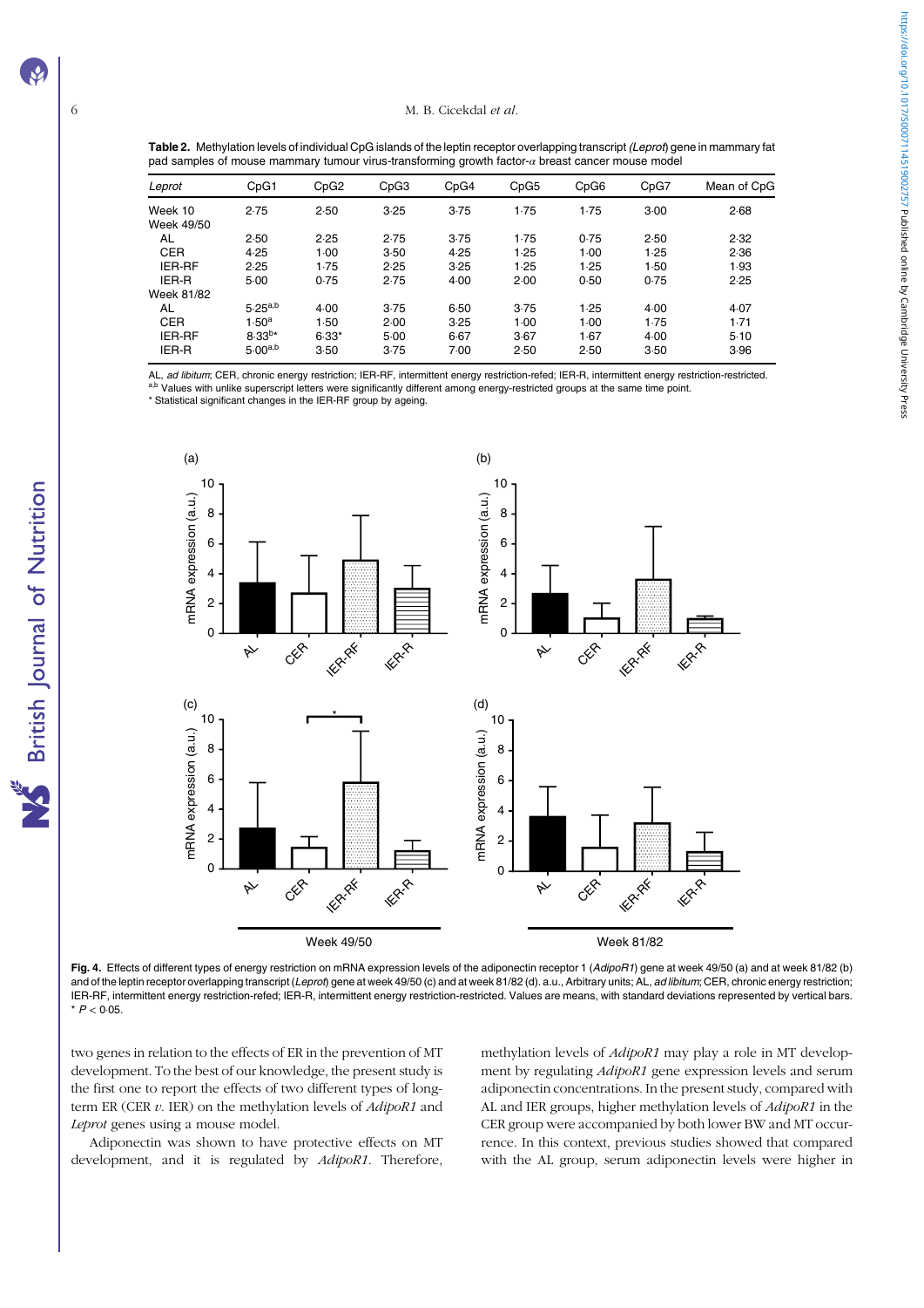**Table 2.** Methylation levels of individual CpG islands of the leptin receptor overlapping transcript (*Leprot*) gene in mammary fat pad samples of mouse mammary tumour virus-transforming growth factor-$\alpha$ breast cancer mouse model

| *Leprot* | CpG1 | CpG2 | CpG3 | CpG4 | CpG5 | CpG6 | CpG7 | Mean of CpG |
|---|---|---|---|---|---|---|---|---|
| Week 10 | 2·75 | 2·50 | 3·25 | 3·75 | 1·75 | 1·75 | 3·00 | 2·68 |
| Week 49/50 | | | | | | | | |
| AL | 2·50 | 2·25 | 2·75 | 3·75 | 1·75 | 0·75 | 2·50 | 2·32 |
| CER | 4·25 | 1·00 | 3·50 | 4·25 | 1·25 | 1·00 | 1·25 | 2·36 |
| IER-RF | 2·25 | 1·75 | 2·25 | 3·25 | 1·25 | 1·25 | 1·50 | 1·93 |
| IER-R | 5·00 | 0·75 | 2·75 | 4·00 | 2·00 | 0·50 | 0·75 | 2·25 |
| Week 81/82 | | | | | | | | |
| AL | 5·25[a,b] | 4·00 | 3·75 | 6·50 | 3·75 | 1·25 | 4·00 | 4·07 |
| CER | 1·50[a] | 1·50 | 2·00 | 3·25 | 1·00 | 1·00 | 1·75 | 1·71 |
| IER-RF | 8·33[b]* | 6·33* | 5·00 | 6·67 | 3·67 | 1·67 | 4·00 | 5·10 |
| IER-R | 5·00[a,b] | 3·50 | 3·75 | 7·00 | 2·50 | 2·50 | 3·50 | 3·96 |

AL, *ad libitum*; CER, chronic energy restriction; IER-RF, intermittent energy restriction-refed; IER-R, intermittent energy restriction-restricted.
[a,b] Values with unlike superscript letters were significantly different among energy-restricted groups at the same time point.
* Statistical significant changes in the IER-RF group by ageing.

**Fig. 4.** Effects of different types of energy restriction on mRNA expression levels of the adiponectin receptor 1 (*AdipoR1*) gene at week 49/50 (a) and at week 81/82 (b) and of the leptin receptor overlapping transcript (*Leprot*) gene at week 49/50 (c) and at week 81/82 (d). a.u., Arbitrary units; AL, *ad libitum*; CER, chronic energy restriction; IER-RF, intermittent energy restriction-refed; IER-R, intermittent energy restriction-restricted. Values are means, with standard deviations represented by vertical bars. * $P < 0·05$.

two genes in relation to the effects of ER in the prevention of MT development. To the best of our knowledge, the present study is the first one to report the effects of two different types of long-term ER (CER *v.* IER) on the methylation levels of *AdipoR1* and *Leprot* genes using a mouse model.

Adiponectin was shown to have protective effects on MT development, and it is regulated by *AdipoR1*. Therefore, methylation levels of *AdipoR1* may play a role in MT development by regulating *AdipoR1* gene expression levels and serum adiponectin concentrations. In the present study, compared with AL and IER groups, higher methylation levels of *AdipoR1* in the CER group were accompanied by both lower BW and MT occurrence. In this context, previous studies showed that compared with the AL group, serum adiponectin levels were higher in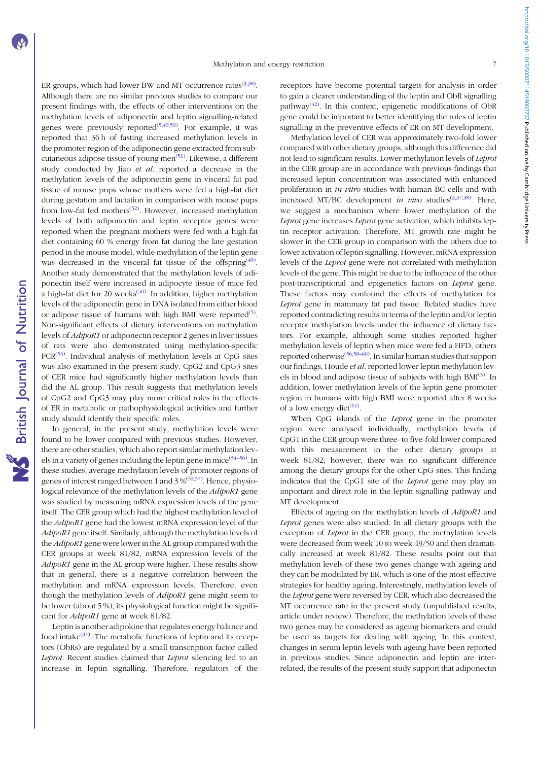ER groups, which had lower BW and MT occurrence rates[3,38]. Although there are no similar previous studies to compare our present findings with, the effects of other interventions on the methylation levels of adiponectin and leptin signalling-related genes were previously reported[5,49,50]. For example, it was reported that 36 h of fasting increased methylation levels in the promoter region of the adiponectin gene extracted from subcutaneous adipose tissue of young men[51]. Likewise, a different study conducted by Jiao *et al.* reported a decrease in the methylation levels of the adiponectin gene in visceral fat pad tissue of mouse pups whose mothers were fed a high-fat diet during gestation and lactation in comparison with mouse pups from low-fat fed mothers[52]. However, increased methylation levels of both adiponectin and leptin receptor genes were reported when the pregnant mothers were fed with a high-fat diet containing 60 % energy from fat during the late gestation period in the mouse model, while methylation of the leptin gene was decreased in the visceral fat tissue of the offspring[49]. Another study demonstrated that the methylation levels of adiponectin itself were increased in adipocyte tissue of mice fed a high-fat diet for 20 weeks[50]. In addition, higher methylation levels of the adiponectin gene in DNA isolated from either blood or adipose tissue of humans with high BMI were reported[5]. Non-significant effects of dietary interventions on methylation levels of *AdipoR1* or adiponectin receptor 2 genes in liver tissues of rats were also demonstrated using methylation-specific PCR[53]. Individual analysis of methylation levels at CpG sites was also examined in the present study. CpG2 and CpG3 sites of CER mice had significantly higher methylation levels than did the AL group. This result suggests that methylation levels of CpG2 and CpG3 may play more critical roles in the effects of ER in metabolic or pathophysiological activities and further study should identify their specific roles.

In general, in the present study, methylation levels were found to be lower compared with previous studies. However, there are other studies, which also report similar methylation levels in a variety of genes including the leptin gene in mice[54–56]. In these studies, average methylation levels of promoter regions of genes of interest ranged between 1 and 3 %[55,57]. Hence, physiological relevance of the methylation levels of the *AdipoR1* gene was studied by measuring mRNA expression levels of the gene itself. The CER group which had the highest methylation level of the *AdipoR1* gene had the lowest mRNA expression level of the *AdipoR1* gene itself. Similarly, although the methylation levels of the *AdipoR1* gene were lower in the AL group compared with the CER groups at week 81/82, mRNA expression levels of the *AdipoR1* gene in the AL group were higher. These results show that in general, there is a negative correlation between the methylation and mRNA expression levels. Therefore, even though the methylation levels of *AdipoR1* gene might seem to be lower (about 5 %), its physiological function might be significant for *AdipoR1* gene at week 81/82.

Leptin is another adipokine that regulates energy balance and food intake[31]. The metabolic functions of leptin and its receptors (ObRs) are regulated by a small transcription factor called *Leprot*. Recent studies claimed that *Leprot* silencing led to an increase in leptin signalling. Therefore, regulators of the receptors have become potential targets for analysis in order to gain a clearer understanding of the leptin and ObR signalling pathway[42]. In this context, epigenetic modifications of ObR gene could be important to better identifying the roles of leptin signalling in the preventive effects of ER on MT development.

Methylation level of CER was approximately two-fold lower compared with other dietary groups, although this difference did not lead to significant results. Lower methylation levels of *Leprot* in the CER group are in accordance with previous findings that increased leptin concentration was associated with enhanced proliferation in *in vitro* studies with human BC cells and with increased MT/BC development *in vivo* studies[3,37,38]. Here, we suggest a mechanism where lower methylation of the *Leprot* gene increases *Leprot* gene activation, which inhibits leptin receptor activation. Therefore, MT growth rate might be slower in the CER group in comparison with the others due to lower activation of leptin signalling. However, mRNA expression levels of the *Leprot* gene were not correlated with methylation levels of the gene. This might be due to the influence of the other post-transcriptional and epigenetics factors on *Leprot* gene. These factors may confound the effects of methylation for *Leprot* gene in mammary fat pad tissue. Related studies have reported contradicting results in terms of the leptin and/or leptin receptor methylation levels under the influence of dietary factors. For example, although some studies reported higher methylation levels of leptin when mice were fed a HFD, others reported otherwise[56,58–60]. In similar human studies that support our findings, Houde *et al.* reported lower leptin methylation levels in blood and adipose tissue of subjects with high BMI[5]. In addition, lower methylation levels of the leptin gene promoter region in humans with high BMI were reported after 8 weeks of a low energy diet[61].

When CpG islands of the *Leprot* gene in the promoter region were analysed individually, methylation levels of CpG1 in the CER group were three- to five-fold lower compared with this measurement in the other dietary groups at week 81/82; however, there was no significant difference among the dietary groups for the other CpG sites. This finding indicates that the CpG1 site of the *Leprot* gene may play an important and direct role in the leptin signalling pathway and MT development.

Effects of ageing on the methylation levels of *AdipoR1* and *Leprot* genes were also studied. In all dietary groups with the exception of *Leprot* in the CER group, the methylation levels were decreased from week 10 to week 49/50 and then dramatically increased at week 81/82. These results point out that methylation levels of these two genes change with ageing and they can be modulated by ER, which is one of the most effective strategies for healthy ageing. Interestingly, methylation levels of the *Leprot* gene were reversed by CER, which also decreased the MT occurrence rate in the present study (unpublished results, article under review). Therefore, the methylation levels of these two genes may be considered as ageing biomarkers and could be used as targets for dealing with ageing. In this context, changes in serum leptin levels with ageing have been reported in previous studies. Since adiponectin and leptin are interrelated, the results of the present study support that adiponectin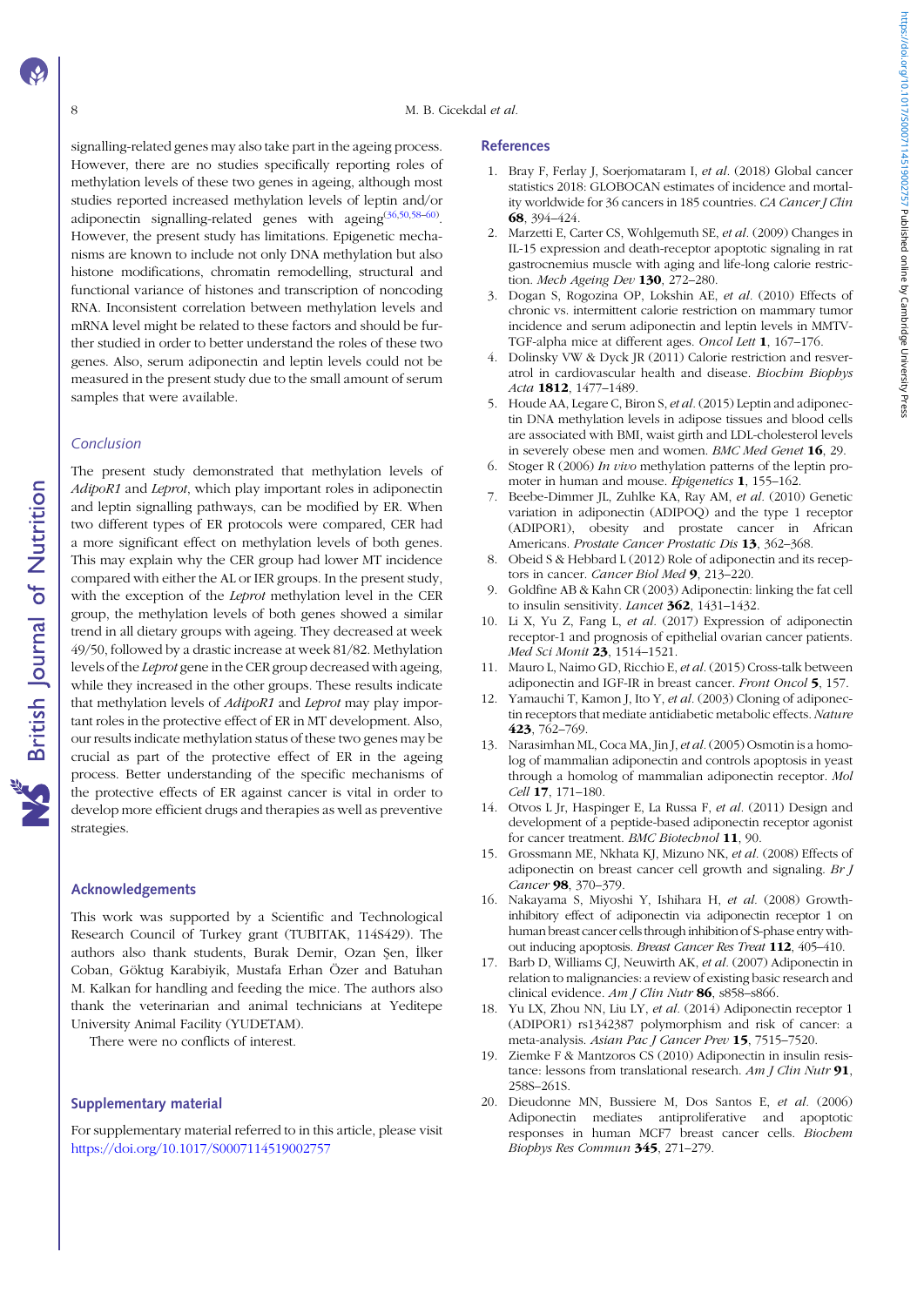signalling-related genes may also take part in the ageing process. However, there are no studies specifically reporting roles of methylation levels of these two genes in ageing, although most studies reported increased methylation levels of leptin and/or adiponectin signalling-related genes with ageing[36,50,58–60]. However, the present study has limitations. Epigenetic mechanisms are known to include not only DNA methylation but also histone modifications, chromatin remodelling, structural and functional variance of histones and transcription of noncoding RNA. Inconsistent correlation between methylation levels and mRNA level might be related to these factors and should be further studied in order to better understand the roles of these two genes. Also, serum adiponectin and leptin levels could not be measured in the present study due to the small amount of serum samples that were available.

### Conclusion

The present study demonstrated that methylation levels of *AdipoR1* and *Leprot*, which play important roles in adiponectin and leptin signalling pathways, can be modified by ER. When two different types of ER protocols were compared, CER had a more significant effect on methylation levels of both genes. This may explain why the CER group had lower MT incidence compared with either the AL or IER groups. In the present study, with the exception of the *Leprot* methylation level in the CER group, the methylation levels of both genes showed a similar trend in all dietary groups with ageing. They decreased at week 49/50, followed by a drastic increase at week 81/82. Methylation levels of the *Leprot* gene in the CER group decreased with ageing, while they increased in the other groups. These results indicate that methylation levels of *AdipoR1* and *Leprot* may play important roles in the protective effect of ER in MT development. Also, our results indicate methylation status of these two genes may be crucial as part of the protective effect of ER in the ageing process. Better understanding of the specific mechanisms of the protective effects of ER against cancer is vital in order to develop more efficient drugs and therapies as well as preventive strategies.

## Acknowledgements

This work was supported by a Scientific and Technological Research Council of Turkey grant (TUBITAK, 114S429). The authors also thank students, Burak Demir, Ozan Şen, İlker Coban, Göktug Karabiyik, Mustafa Erhan Özer and Batuhan M. Kalkan for handling and feeding the mice. The authors also thank the veterinarian and animal technicians at Yeditepe University Animal Facility (YUDETAM).

There were no conflicts of interest.

## Supplementary material

For supplementary material referred to in this article, please visit https://doi.org/10.1017/S0007114519002757

## References

1. Bray F, Ferlay J, Soerjomataram I, *et al.* (2018) Global cancer statistics 2018: GLOBOCAN estimates of incidence and mortality worldwide for 36 cancers in 185 countries. *CA Cancer J Clin* **68**, 394–424.
2. Marzetti E, Carter CS, Wohlgemuth SE, *et al.* (2009) Changes in IL-15 expression and death-receptor apoptotic signaling in rat gastrocnemius muscle with aging and life-long calorie restriction. *Mech Ageing Dev* **130**, 272–280.
3. Dogan S, Rogozina OP, Lokshin AE, *et al.* (2010) Effects of chronic vs. intermittent calorie restriction on mammary tumor incidence and serum adiponectin and leptin levels in MMTV-TGF-alpha mice at different ages. *Oncol Lett* **1**, 167–176.
4. Dolinsky VW & Dyck JR (2011) Calorie restriction and resveratrol in cardiovascular health and disease. *Biochim Biophys Acta* **1812**, 1477–1489.
5. Houde AA, Legare C, Biron S, *et al.* (2015) Leptin and adiponectin DNA methylation levels in adipose tissues and blood cells are associated with BMI, waist girth and LDL-cholesterol levels in severely obese men and women. *BMC Med Genet* **16**, 29.
6. Stoger R (2006) *In vivo* methylation patterns of the leptin promoter in human and mouse. *Epigenetics* **1**, 155–162.
7. Beebe-Dimmer JL, Zuhlke KA, Ray AM, *et al.* (2010) Genetic variation in adiponectin (ADIPOQ) and the type 1 receptor (ADIPOR1), obesity and prostate cancer in African Americans. *Prostate Cancer Prostatic Dis* **13**, 362–368.
8. Obeid S & Hebbard L (2012) Role of adiponectin and its receptors in cancer. *Cancer Biol Med* **9**, 213–220.
9. Goldfine AB & Kahn CR (2003) Adiponectin: linking the fat cell to insulin sensitivity. *Lancet* **362**, 1431–1432.
10. Li X, Yu Z, Fang L, *et al.* (2017) Expression of adiponectin receptor-1 and prognosis of epithelial ovarian cancer patients. *Med Sci Monit* **23**, 1514–1521.
11. Mauro L, Naimo GD, Ricchio E, *et al.* (2015) Cross-talk between adiponectin and IGF-IR in breast cancer. *Front Oncol* **5**, 157.
12. Yamauchi T, Kamon J, Ito Y, *et al.* (2003) Cloning of adiponectin receptors that mediate antidiabetic metabolic effects. *Nature* **423**, 762–769.
13. Narasimhan ML, Coca MA, Jin J, *et al.* (2005) Osmotin is a homolog of mammalian adiponectin and controls apoptosis in yeast through a homolog of mammalian adiponectin receptor. *Mol Cell* **17**, 171–180.
14. Otvos L Jr, Haspinger E, La Russa F, *et al.* (2011) Design and development of a peptide-based adiponectin receptor agonist for cancer treatment. *BMC Biotechnol* **11**, 90.
15. Grossmann ME, Nkhata KJ, Mizuno NK, *et al.* (2008) Effects of adiponectin on breast cancer cell growth and signaling. *Br J Cancer* **98**, 370–379.
16. Nakayama S, Miyoshi Y, Ishihara H, *et al.* (2008) Growth-inhibitory effect of adiponectin via adiponectin receptor 1 on human breast cancer cells through inhibition of S-phase entry without inducing apoptosis. *Breast Cancer Res Treat* **112**, 405–410.
17. Barb D, Williams CJ, Neuwirth AK, *et al.* (2007) Adiponectin in relation to malignancies: a review of existing basic research and clinical evidence. *Am J Clin Nutr* **86**, s858–s866.
18. Yu LX, Zhou NN, Liu LY, *et al.* (2014) Adiponectin receptor 1 (ADIPOR1) rs1342387 polymorphism and risk of cancer: a meta-analysis. *Asian Pac J Cancer Prev* **15**, 7515–7520.
19. Ziemke F & Mantzoros CS (2010) Adiponectin in insulin resistance: lessons from translational research. *Am J Clin Nutr* **91**, 258S–261S.
20. Dieudonne MN, Bussiere M, Dos Santos E, *et al.* (2006) Adiponectin mediates antiproliferative and apoptotic responses in human MCF7 breast cancer cells. *Biochem Biophys Res Commun* **345**, 271–279.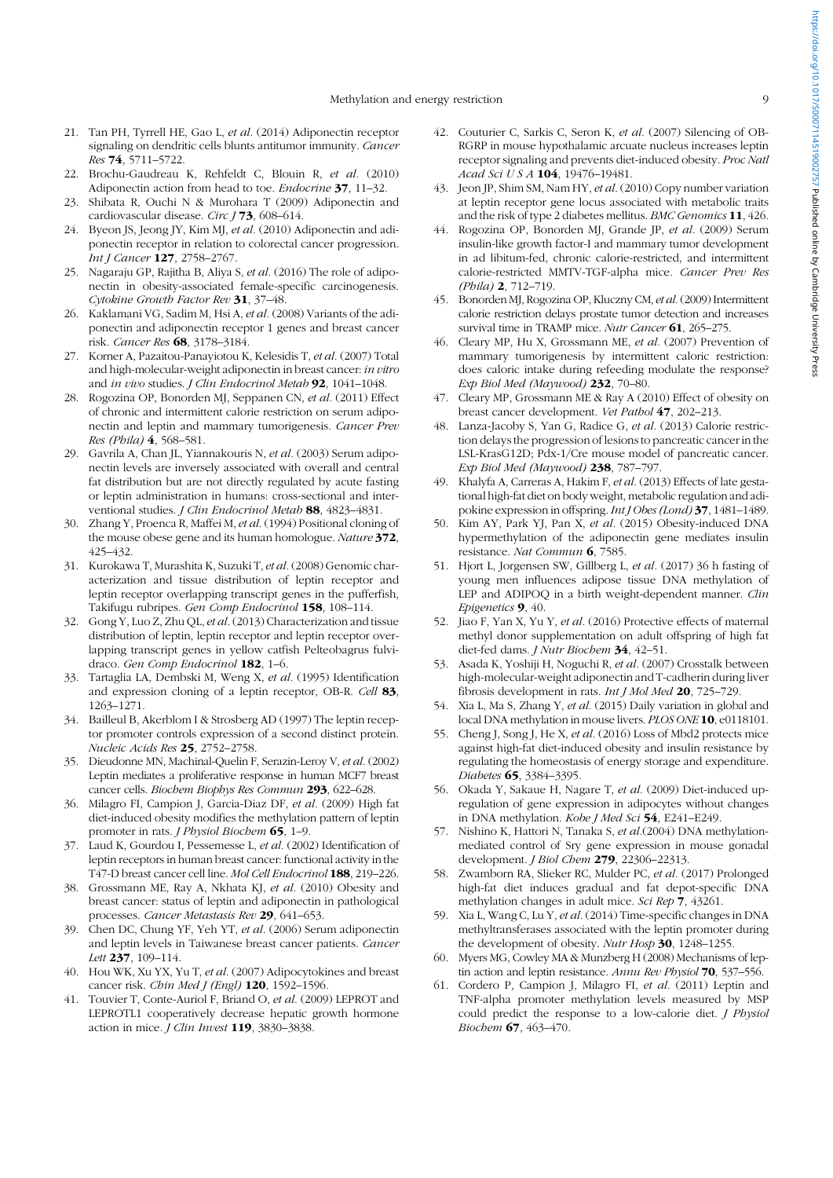21. Tan PH, Tyrrell HE, Gao L, *et al.* (2014) Adiponectin receptor signaling on dendritic cells blunts antitumor immunity. *Cancer Res* **74**, 5711–5722.
22. Brochu-Gaudreau K, Rehfeldt C, Blouin R, *et al.* (2010) Adiponectin action from head to toe. *Endocrine* **37**, 11–32.
23. Shibata R, Ouchi N & Murohara T (2009) Adiponectin and cardiovascular disease. *Circ J* **73**, 608–614.
24. Byeon JS, Jeong JY, Kim MJ, *et al.* (2010) Adiponectin and adiponectin receptor in relation to colorectal cancer progression. *Int J Cancer* **127**, 2758–2767.
25. Nagaraju GP, Rajitha B, Aliya S, *et al.* (2016) The role of adiponectin in obesity-associated female-specific carcinogenesis. *Cytokine Growth Factor Rev* **31**, 37–48.
26. Kaklamani VG, Sadim M, Hsi A, *et al.* (2008) Variants of the adiponectin and adiponectin receptor 1 genes and breast cancer risk. *Cancer Res* **68**, 3178–3184.
27. Korner A, Pazaitou-Panayiotou K, Kelesidis T, *et al.* (2007) Total and high-molecular-weight adiponectin in breast cancer: *in vitro* and *in vivo* studies. *J Clin Endocrinol Metab* **92**, 1041–1048.
28. Rogozina OP, Bonorden MJ, Seppanen CN, *et al.* (2011) Effect of chronic and intermittent calorie restriction on serum adiponectin and leptin and mammary tumorigenesis. *Cancer Prev Res (Phila)* **4**, 568–581.
29. Gavrila A, Chan JL, Yiannakouris N, *et al.* (2003) Serum adiponectin levels are inversely associated with overall and central fat distribution but are not directly regulated by acute fasting or leptin administration in humans: cross-sectional and interventional studies. *J Clin Endocrinol Metab* **88**, 4823–4831.
30. Zhang Y, Proenca R, Maffei M, *et al.* (1994) Positional cloning of the mouse obese gene and its human homologue. *Nature* **372**, 425–432.
31. Kurokawa T, Murashita K, Suzuki T, *et al.* (2008) Genomic characterization and tissue distribution of leptin receptor and leptin receptor overlapping transcript genes in the pufferfish, Takifugu rubripes. *Gen Comp Endocrinol* **158**, 108–114.
32. Gong Y, Luo Z, Zhu QL, *et al.* (2013) Characterization and tissue distribution of leptin, leptin receptor and leptin receptor overlapping transcript genes in yellow catfish Pelteobagrus fulvidraco. *Gen Comp Endocrinol* **182**, 1–6.
33. Tartaglia LA, Dembski M, Weng X, *et al.* (1995) Identification and expression cloning of a leptin receptor, OB-R. *Cell* **83**, 1263–1271.
34. Bailleul B, Akerblom I & Strosberg AD (1997) The leptin receptor promoter controls expression of a second distinct protein. *Nucleic Acids Res* **25**, 2752–2758.
35. Dieudonne MN, Machinal-Quelin F, Serazin-Leroy V, *et al.* (2002) Leptin mediates a proliferative response in human MCF7 breast cancer cells. *Biochem Biophys Res Commun* **293**, 622–628.
36. Milagro FI, Campion J, Garcia-Diaz DF, *et al.* (2009) High fat diet-induced obesity modifies the methylation pattern of leptin promoter in rats. *J Physiol Biochem* **65**, 1–9.
37. Laud K, Gourdou I, Pessemesse L, *et al.* (2002) Identification of leptin receptors in human breast cancer: functional activity in the T47-D breast cancer cell line. *Mol Cell Endocrinol* **188**, 219–226.
38. Grossmann ME, Ray A, Nkhata KJ, *et al.* (2010) Obesity and breast cancer: status of leptin and adiponectin in pathological processes. *Cancer Metastasis Rev* **29**, 641–653.
39. Chen DC, Chung YF, Yeh YT, *et al.* (2006) Serum adiponectin and leptin levels in Taiwanese breast cancer patients. *Cancer Lett* **237**, 109–114.
40. Hou WK, Xu YX, Yu T, *et al.* (2007) Adipocytokines and breast cancer risk. *Chin Med J (Engl)* **120**, 1592–1596.
41. Touvier T, Conte-Auriol F, Briand O, *et al.* (2009) LEPROT and LEPROTL1 cooperatively decrease hepatic growth hormone action in mice. *J Clin Invest* **119**, 3830–3838.
42. Couturier C, Sarkis C, Seron K, *et al.* (2007) Silencing of OB-RGRP in mouse hypothalamic arcuate nucleus increases leptin receptor signaling and prevents diet-induced obesity. *Proc Natl Acad Sci U S A* **104**, 19476–19481.
43. Jeon JP, Shim SM, Nam HY, *et al.* (2010) Copy number variation at leptin receptor gene locus associated with metabolic traits and the risk of type 2 diabetes mellitus. *BMC Genomics* **11**, 426.
44. Rogozina OP, Bonorden MJ, Grande JP, *et al.* (2009) Serum insulin-like growth factor-I and mammary tumor development in ad libitum-fed, chronic calorie-restricted, and intermittent calorie-restricted MMTV-TGF-alpha mice. *Cancer Prev Res (Phila)* **2**, 712–719.
45. Bonorden MJ, Rogozina OP, Kluczny CM, *et al.* (2009) Intermittent calorie restriction delays prostate tumor detection and increases survival time in TRAMP mice. *Nutr Cancer* **61**, 265–275.
46. Cleary MP, Hu X, Grossmann ME, *et al.* (2007) Prevention of mammary tumorigenesis by intermittent caloric restriction: does caloric intake during refeeding modulate the response? *Exp Biol Med (Maywood)* **232**, 70–80.
47. Cleary MP, Grossmann ME & Ray A (2010) Effect of obesity on breast cancer development. *Vet Pathol* **47**, 202–213.
48. Lanza-Jacoby S, Yan G, Radice G, *et al.* (2013) Calorie restriction delays the progression of lesions to pancreatic cancer in the LSL-KrasG12D; Pdx-1/Cre mouse model of pancreatic cancer. *Exp Biol Med (Maywood)* **238**, 787–797.
49. Khalyfa A, Carreras A, Hakim F, *et al.* (2013) Effects of late gestational high-fat diet on body weight, metabolic regulation and adipokine expression in offspring. *Int J Obes (Lond)* **37**, 1481–1489.
50. Kim AY, Park YJ, Pan X, *et al.* (2015) Obesity-induced DNA hypermethylation of the adiponectin gene mediates insulin resistance. *Nat Commun* **6**, 7585.
51. Hjort L, Jorgensen SW, Gillberg L, *et al.* (2017) 36 h fasting of young men influences adipose tissue DNA methylation of LEP and ADIPOQ in a birth weight-dependent manner. *Clin Epigenetics* **9**, 40.
52. Jiao F, Yan X, Yu Y, *et al.* (2016) Protective effects of maternal methyl donor supplementation on adult offspring of high fat diet-fed dams. *J Nutr Biochem* **34**, 42–51.
53. Asada K, Yoshiji H, Noguchi R, *et al.* (2007) Crosstalk between high-molecular-weight adiponectin and T-cadherin during liver fibrosis development in rats. *Int J Mol Med* **20**, 725–729.
54. Xia L, Ma S, Zhang Y, *et al.* (2015) Daily variation in global and local DNA methylation in mouse livers. *PLOS ONE* **10**, e0118101.
55. Cheng J, Song J, He X, *et al.* (2016) Loss of Mbd2 protects mice against high-fat diet-induced obesity and insulin resistance by regulating the homeostasis of energy storage and expenditure. *Diabetes* **65**, 3384–3395.
56. Okada Y, Sakaue H, Nagare T, *et al.* (2009) Diet-induced up-regulation of gene expression in adipocytes without changes in DNA methylation. *Kobe J Med Sci* **54**, E241–E249.
57. Nishino K, Hattori N, Tanaka S, *et al.*(2004) DNA methylation-mediated control of Sry gene expression in mouse gonadal development. *J Biol Chem* **279**, 22306–22313.
58. Zwamborn RA, Slieker RC, Mulder PC, *et al.* (2017) Prolonged high-fat diet induces gradual and fat depot-specific DNA methylation changes in adult mice. *Sci Rep* **7**, 43261.
59. Xia L, Wang C, Lu Y, *et al.* (2014) Time-specific changes in DNA methyltransferases associated with the leptin promoter during the development of obesity. *Nutr Hosp* **30**, 1248–1255.
60. Myers MG, Cowley MA & Munzberg H (2008) Mechanisms of leptin action and leptin resistance. *Annu Rev Physiol* **70**, 537–556.
61. Cordero P, Campion J, Milagro FI, *et al.* (2011) Leptin and TNF-alpha promoter methylation levels measured by MSP could predict the response to a low-calorie diet. *J Physiol Biochem* **67**, 463–470.